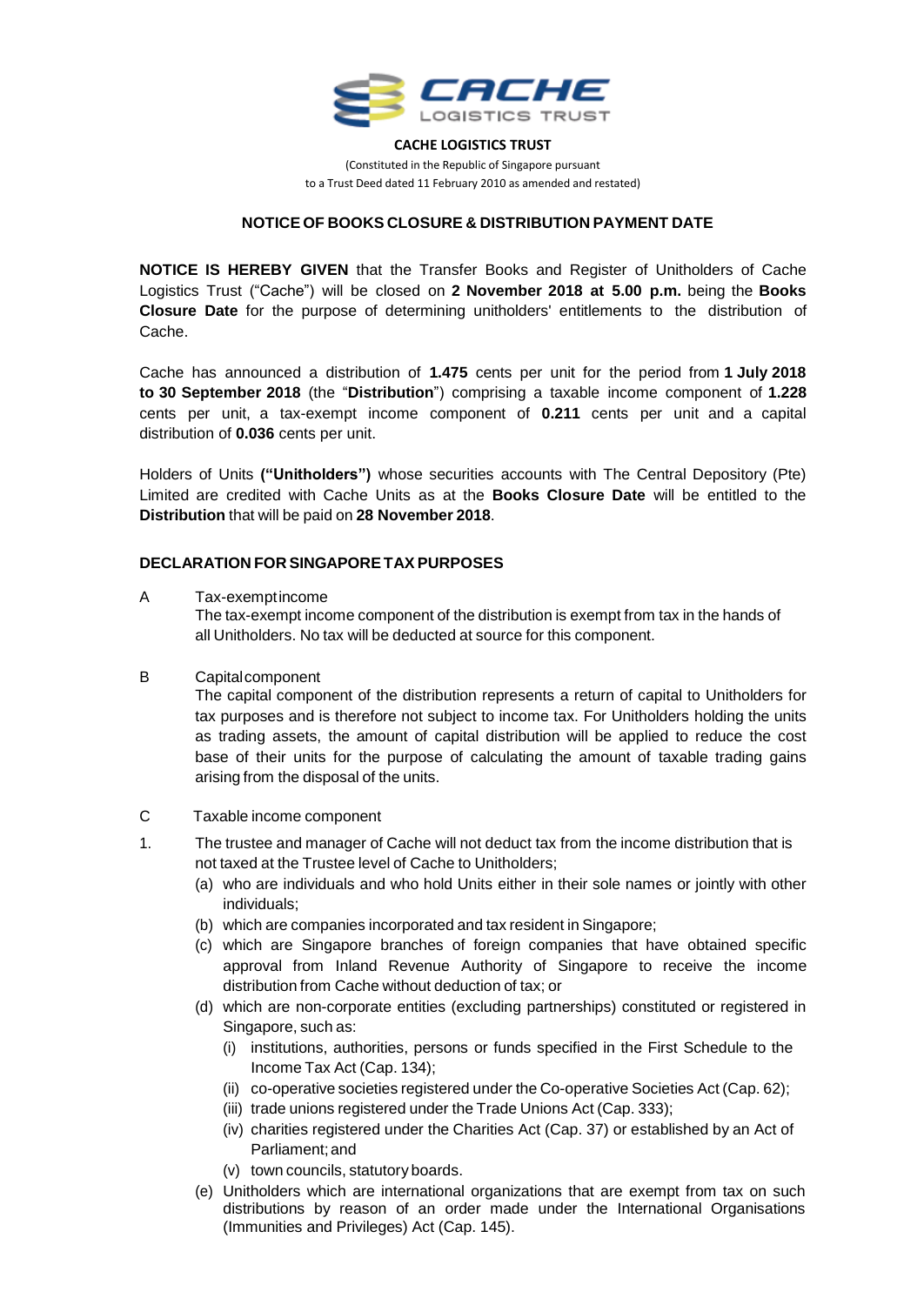**CACHE LOGISTICS TRUST**

(Constituted in the Republic of Singapore pursuant to a Trust Deed dated 11 February 2010 as amended and restated)

## NOTICE OF BOOKS CLOSURE & DISTRIBUTION PAYMENT DATE

**NOTICE IS HEREBY GIVEN** that the Transfer Books and Register of Unitholders of Cache Logistics Trust ("Cache") will be closed on **2 November 2018 at 5.00 p.m.** being the **Books Closure Date** for the purpose of determining unitholders' entitlements to the distribution of Cache.

Cache has announced a distribution of **1.475** cents per unit for the period from **1 July 2018 to 30 September 2018** (the "**Distribution**") comprising a taxable income component of **1.228** cents per unit, a tax-exempt income component of **0.211** cents per unit and a capital distribution of **0.036** cents per unit.

Holders of Units **("Unitholders")** whose securities accounts with The Central Depository (Pte) Limited are credited with Cache Units as at the **Books Closure Date** will be entitled to the **Distribution** that will be paid on **28 November 2018**.

### DECLARATION FOR SINGAPORE TAX PURPOSES

A Tax-exempt income

The tax-exempt income component of the distribution is exempt from tax in the hands of all Unitholders. No tax will be deducted at source for this component.

B Capital component

The capital component of the distribution represents a return of capital to Unitholders for tax purposes and is therefore not subject to income tax. For Unitholders holding the units as trading assets, the amount of capital distribution will be applied to reduce the cost base of their units for the purpose of calculating the amount of taxable trading gains arising from the disposal of the units.

C Taxable income component

1. The trustee and manager of Cache will not deduct tax from the income distribution that is not taxed at the Trustee level of Cache to Unitholders;
   - (a) who are individuals and who hold Units either in their sole names or jointly with other individuals;
   - (b) which are companies incorporated and tax resident in Singapore;
   - (c) which are Singapore branches of foreign companies that have obtained specific approval from Inland Revenue Authority of Singapore to receive the income distribution from Cache without deduction of tax; or
   - (d) which are non-corporate entities (excluding partnerships) constituted or registered in Singapore, such as:
     - (i) institutions, authorities, persons or funds specified in the First Schedule to the Income Tax Act (Cap. 134);
     - (ii) co-operative societies registered under the Co-operative Societies Act (Cap. 62);
     - (iii) trade unions registered under the Trade Unions Act (Cap. 333);
     - (iv) charities registered under the Charities Act (Cap. 37) or established by an Act of Parliament; and
     - (v) town councils, statutory boards.
   - (e) Unitholders which are international organizations that are exempt from tax on such distributions by reason of an order made under the International Organisations (Immunities and Privileges) Act (Cap. 145).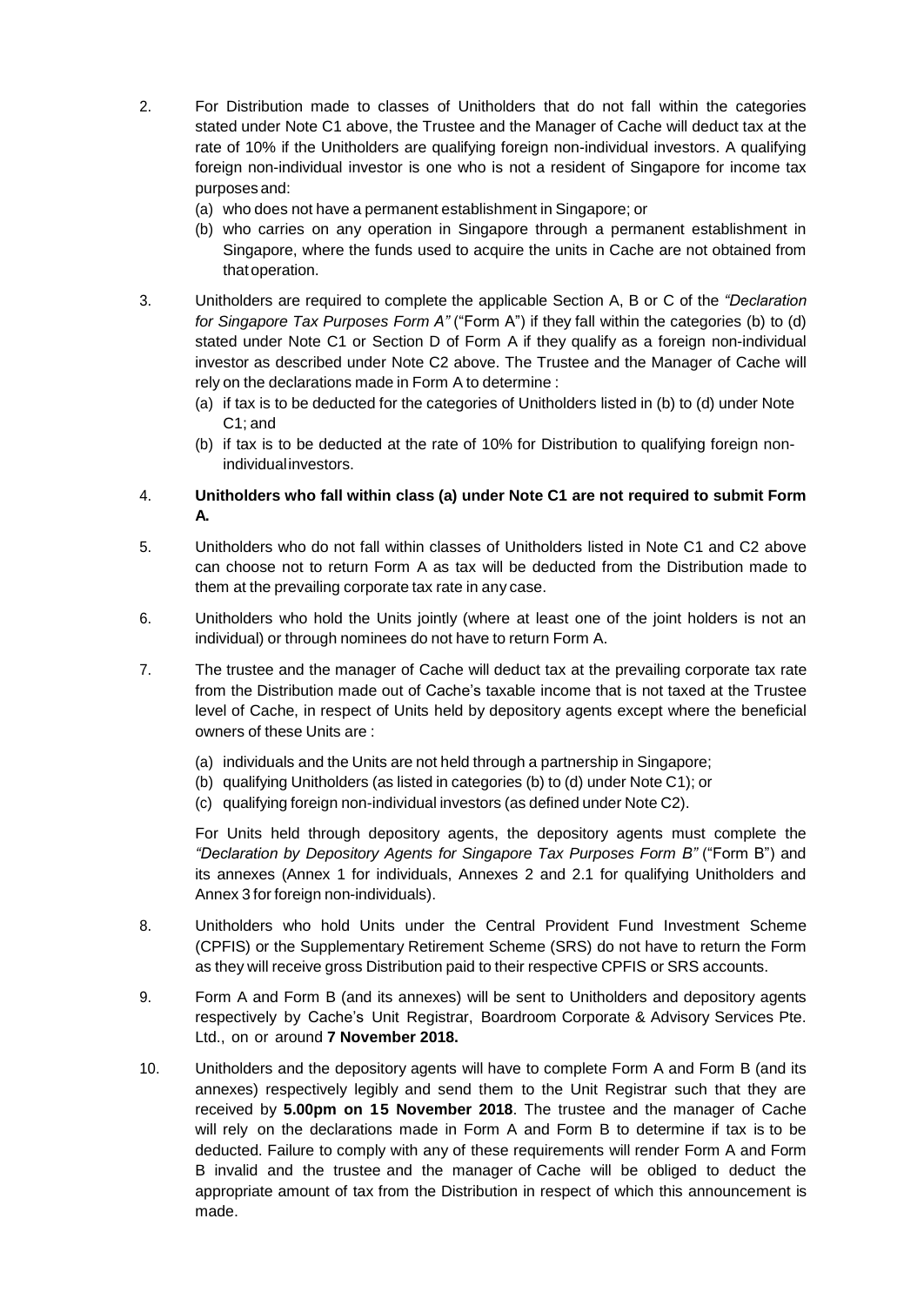2. For Distribution made to classes of Unitholders that do not fall within the categories stated under Note C1 above, the Trustee and the Manager of Cache will deduct tax at the rate of 10% if the Unitholders are qualifying foreign non-individual investors. A qualifying foreign non-individual investor is one who is not a resident of Singapore for income tax purposes and:
   (a) who does not have a permanent establishment in Singapore; or
   (b) who carries on any operation in Singapore through a permanent establishment in Singapore, where the funds used to acquire the units in Cache are not obtained from that operation.

3. Unitholders are required to complete the applicable Section A, B or C of the *"Declaration for Singapore Tax Purposes Form A"* ("Form A") if they fall within the categories (b) to (d) stated under Note C1 or Section D of Form A if they qualify as a foreign non-individual investor as described under Note C2 above. The Trustee and the Manager of Cache will rely on the declarations made in Form A to determine :
   (a) if tax is to be deducted for the categories of Unitholders listed in (b) to (d) under Note C1; and
   (b) if tax is to be deducted at the rate of 10% for Distribution to qualifying foreign non-individual investors.

4. **Unitholders who fall within class (a) under Note C1 are not required to submit Form A.**

5. Unitholders who do not fall within classes of Unitholders listed in Note C1 and C2 above can choose not to return Form A as tax will be deducted from the Distribution made to them at the prevailing corporate tax rate in any case.

6. Unitholders who hold the Units jointly (where at least one of the joint holders is not an individual) or through nominees do not have to return Form A.

7. The trustee and the manager of Cache will deduct tax at the prevailing corporate tax rate from the Distribution made out of Cache's taxable income that is not taxed at the Trustee level of Cache, in respect of Units held by depository agents except where the beneficial owners of these Units are :

   (a) individuals and the Units are not held through a partnership in Singapore;
   (b) qualifying Unitholders (as listed in categories (b) to (d) under Note C1); or
   (c) qualifying foreign non-individual investors (as defined under Note C2).

   For Units held through depository agents, the depository agents must complete the *"Declaration by Depository Agents for Singapore Tax Purposes Form B"* ("Form B") and its annexes (Annex 1 for individuals, Annexes 2 and 2.1 for qualifying Unitholders and Annex 3 for foreign non-individuals).

8. Unitholders who hold Units under the Central Provident Fund Investment Scheme (CPFIS) or the Supplementary Retirement Scheme (SRS) do not have to return the Form as they will receive gross Distribution paid to their respective CPFIS or SRS accounts.

9. Form A and Form B (and its annexes) will be sent to Unitholders and depository agents respectively by Cache's Unit Registrar, Boardroom Corporate & Advisory Services Pte. Ltd., on or around **7 November 2018.**

10. Unitholders and the depository agents will have to complete Form A and Form B (and its annexes) respectively legibly and send them to the Unit Registrar such that they are received by **5.00pm on 15 November 2018**. The trustee and the manager of Cache will rely on the declarations made in Form A and Form B to determine if tax is to be deducted. Failure to comply with any of these requirements will render Form A and Form B invalid and the trustee and the manager of Cache will be obliged to deduct the appropriate amount of tax from the Distribution in respect of which this announcement is made.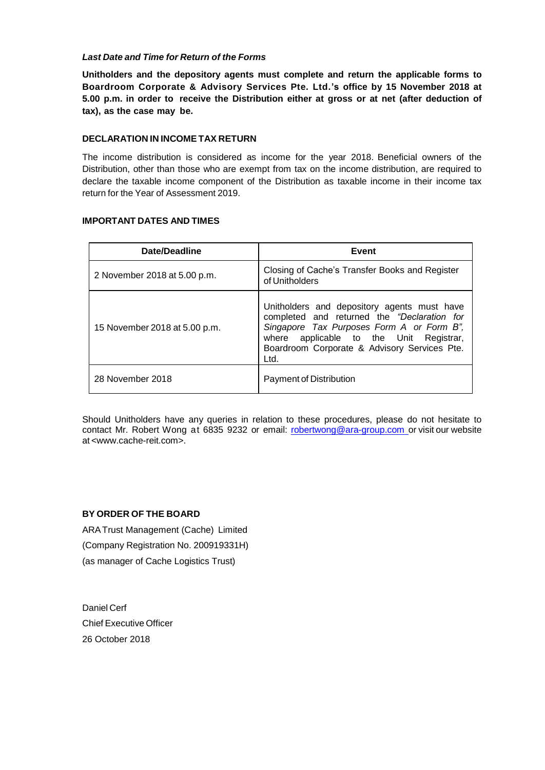***Last Date and Time for Return of the Forms***

**Unitholders and the depository agents must complete and return the applicable forms to Boardroom Corporate & Advisory Services Pte. Ltd.'s office by 15 November 2018 at 5.00 p.m. in order to receive the Distribution either at gross or at net (after deduction of tax), as the case may be.**

**DECLARATION IN INCOME TAX RETURN**

The income distribution is considered as income for the year 2018. Beneficial owners of the Distribution, other than those who are exempt from tax on the income distribution, are required to declare the taxable income component of the Distribution as taxable income in their income tax return for the Year of Assessment 2019.

**IMPORTANT DATES AND TIMES**

| Date/Deadline | Event |
|---|---|
| 2 November 2018 at 5.00 p.m. | Closing of Cache's Transfer Books and Register of Unitholders |
| 15 November 2018 at 5.00 p.m. | Unitholders and depository agents must have completed and returned the *"Declaration for Singapore Tax Purposes Form A or Form B"*, where applicable to the Unit Registrar, Boardroom Corporate & Advisory Services Pte. Ltd. |
| 28 November 2018 | Payment of Distribution |

Should Unitholders have any queries in relation to these procedures, please do not hesitate to contact Mr. Robert Wong at 6835 9232 or email: robertwong@ara-group.com or visit our website at <www.cache-reit.com>.

**BY ORDER OF THE BOARD**

ARA Trust Management (Cache) Limited
(Company Registration No. 200919331H)
(as manager of Cache Logistics Trust)

Daniel Cerf
Chief Executive Officer
26 October 2018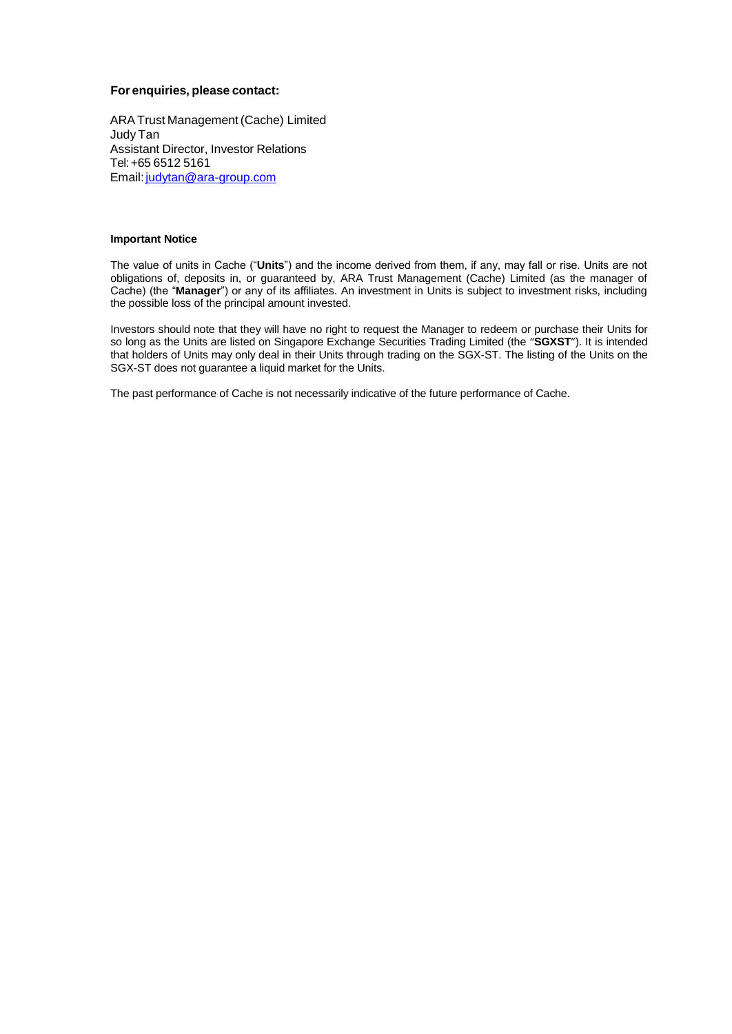**For enquiries, please contact:**

ARA Trust Management (Cache) Limited
Judy Tan
Assistant Director, Investor Relations
Tel: +65 6512 5161
Email: judytan@ara-group.com

**Important Notice**

The value of units in Cache ("**Units**") and the income derived from them, if any, may fall or rise. Units are not obligations of, deposits in, or guaranteed by, ARA Trust Management (Cache) Limited (as the manager of Cache) (the "**Manager**") or any of its affiliates. An investment in Units is subject to investment risks, including the possible loss of the principal amount invested.

Investors should note that they will have no right to request the Manager to redeem or purchase their Units for so long as the Units are listed on Singapore Exchange Securities Trading Limited (the "**SGXST**"). It is intended that holders of Units may only deal in their Units through trading on the SGX-ST. The listing of the Units on the SGX-ST does not guarantee a liquid market for the Units.

The past performance of Cache is not necessarily indicative of the future performance of Cache.